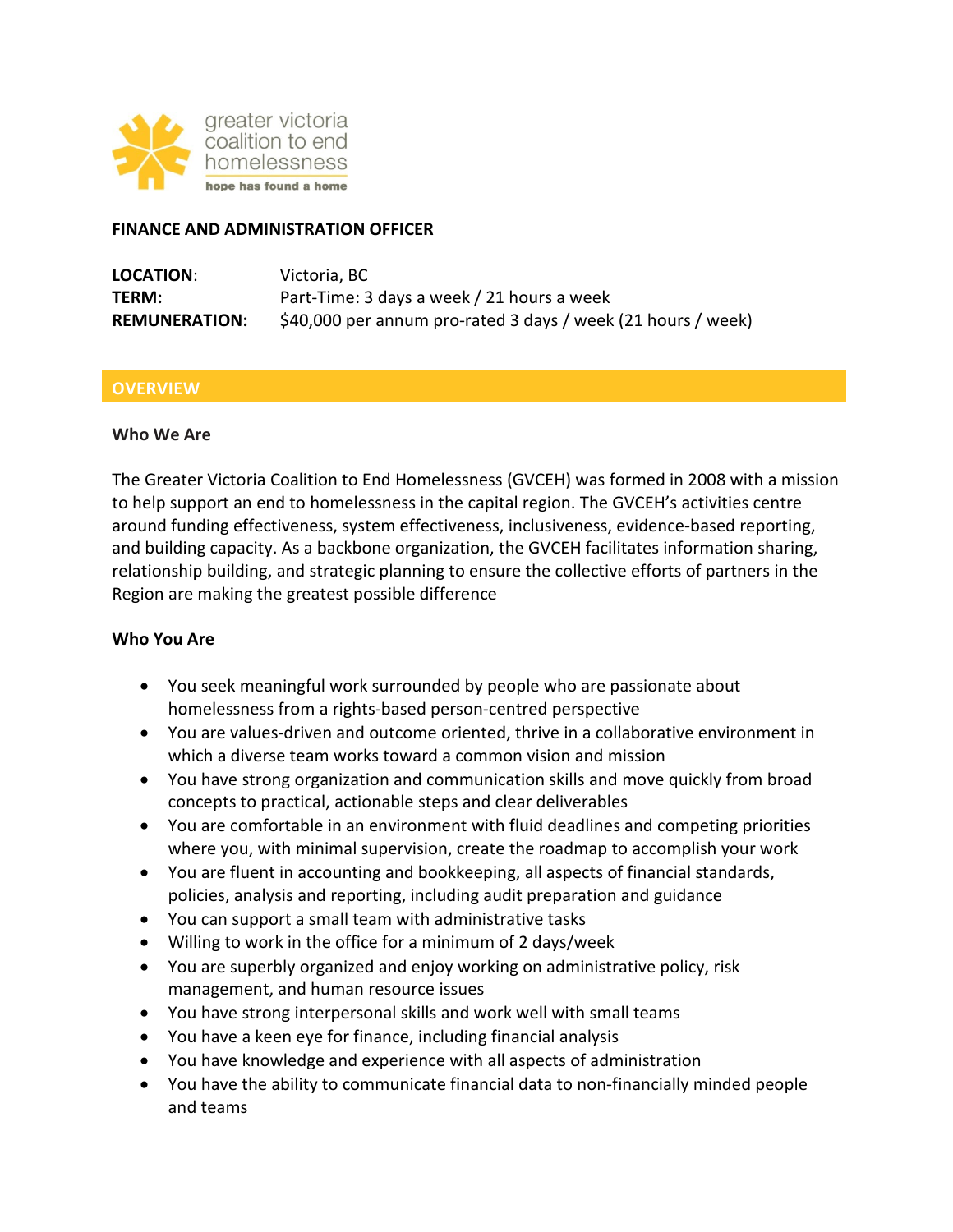greater victoria coalition to end homelessness

hope has found a home

**FINANCE AND ADMINISTRATION OFFICER**

**LOCATION**: Victoria, BC
**TERM:** Part-Time: 3 days a week / 21 hours a week
**REMUNERATION:** $40,000 per annum pro-rated 3 days / week (21 hours / week)

## OVERVIEW

### Who We Are

The Greater Victoria Coalition to End Homelessness (GVCEH) was formed in 2008 with a mission to help support an end to homelessness in the capital region. The GVCEH's activities centre around funding effectiveness, system effectiveness, inclusiveness, evidence-based reporting, and building capacity. As a backbone organization, the GVCEH facilitates information sharing, relationship building, and strategic planning to ensure the collective efforts of partners in the Region are making the greatest possible difference

### Who You Are

- You seek meaningful work surrounded by people who are passionate about homelessness from a rights-based person-centred perspective
- You are values-driven and outcome oriented, thrive in a collaborative environment in which a diverse team works toward a common vision and mission
- You have strong organization and communication skills and move quickly from broad concepts to practical, actionable steps and clear deliverables
- You are comfortable in an environment with fluid deadlines and competing priorities where you, with minimal supervision, create the roadmap to accomplish your work
- You are fluent in accounting and bookkeeping, all aspects of financial standards, policies, analysis and reporting, including audit preparation and guidance
- You can support a small team with administrative tasks
- Willing to work in the office for a minimum of 2 days/week
- You are superbly organized and enjoy working on administrative policy, risk management, and human resource issues
- You have strong interpersonal skills and work well with small teams
- You have a keen eye for finance, including financial analysis
- You have knowledge and experience with all aspects of administration
- You have the ability to communicate financial data to non-financially minded people and teams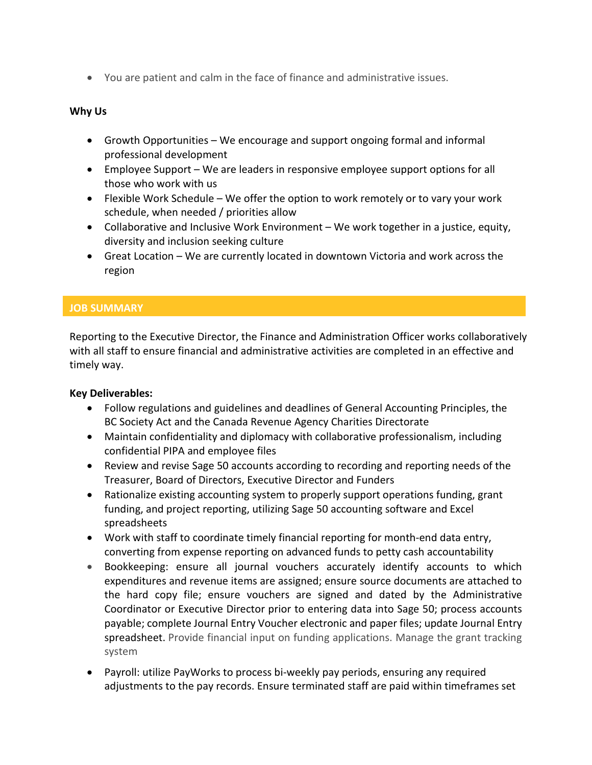- You are patient and calm in the face of finance and administrative issues.

**Why Us**

- Growth Opportunities – We encourage and support ongoing formal and informal professional development
- Employee Support – We are leaders in responsive employee support options for all those who work with us
- Flexible Work Schedule – We offer the option to work remotely or to vary your work schedule, when needed / priorities allow
- Collaborative and Inclusive Work Environment – We work together in a justice, equity, diversity and inclusion seeking culture
- Great Location – We are currently located in downtown Victoria and work across the region

## JOB SUMMARY

Reporting to the Executive Director, the Finance and Administration Officer works collaboratively with all staff to ensure financial and administrative activities are completed in an effective and timely way.

**Key Deliverables:**

- Follow regulations and guidelines and deadlines of General Accounting Principles, the BC Society Act and the Canada Revenue Agency Charities Directorate
- Maintain confidentiality and diplomacy with collaborative professionalism, including confidential PIPA and employee files
- Review and revise Sage 50 accounts according to recording and reporting needs of the Treasurer, Board of Directors, Executive Director and Funders
- Rationalize existing accounting system to properly support operations funding, grant funding, and project reporting, utilizing Sage 50 accounting software and Excel spreadsheets
- Work with staff to coordinate timely financial reporting for month-end data entry, converting from expense reporting on advanced funds to petty cash accountability
- Bookkeeping: ensure all journal vouchers accurately identify accounts to which expenditures and revenue items are assigned; ensure source documents are attached to the hard copy file; ensure vouchers are signed and dated by the Administrative Coordinator or Executive Director prior to entering data into Sage 50; process accounts payable; complete Journal Entry Voucher electronic and paper files; update Journal Entry spreadsheet. Provide financial input on funding applications. Manage the grant tracking system
- Payroll: utilize PayWorks to process bi-weekly pay periods, ensuring any required adjustments to the pay records. Ensure terminated staff are paid within timeframes set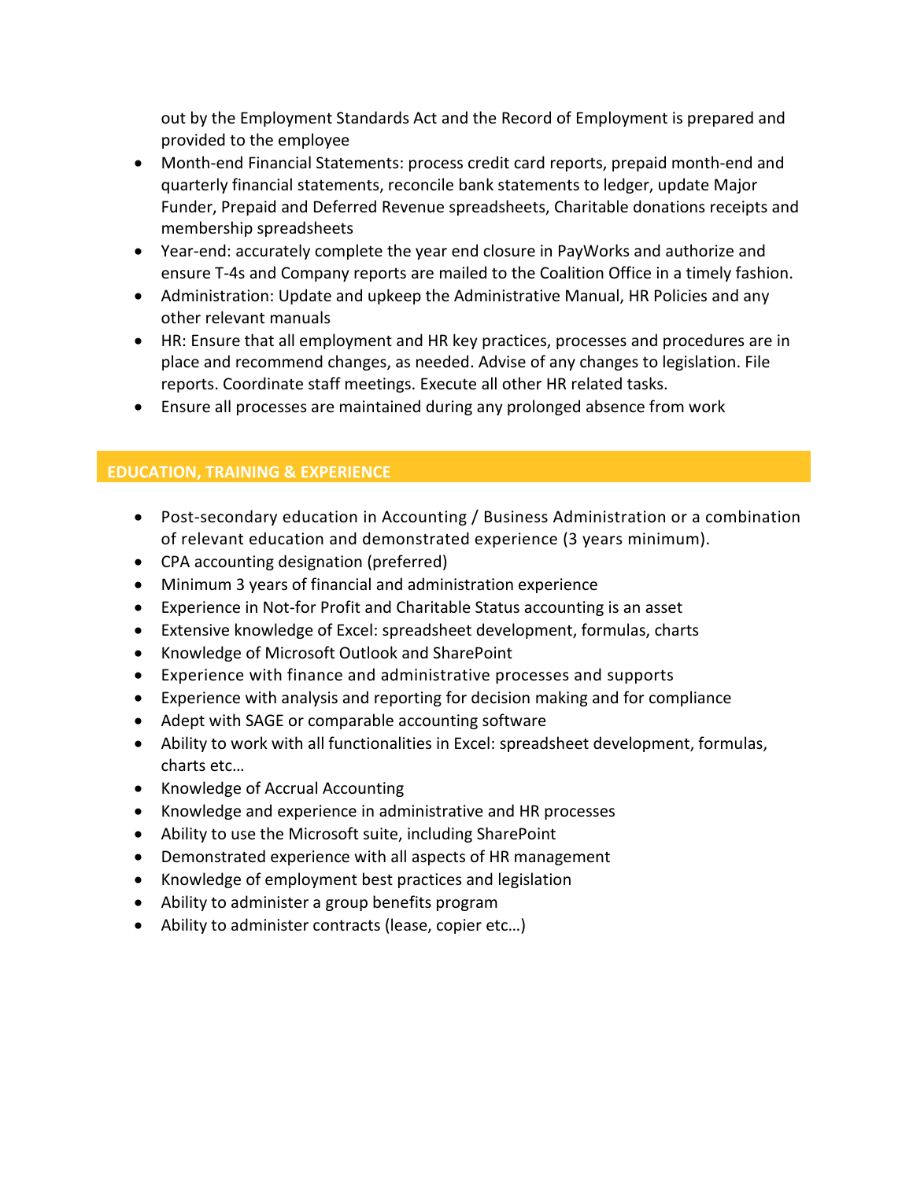out by the Employment Standards Act and the Record of Employment is prepared and provided to the employee

- Month-end Financial Statements: process credit card reports, prepaid month-end and quarterly financial statements, reconcile bank statements to ledger, update Major Funder, Prepaid and Deferred Revenue spreadsheets, Charitable donations receipts and membership spreadsheets
- Year-end: accurately complete the year end closure in PayWorks and authorize and ensure T-4s and Company reports are mailed to the Coalition Office in a timely fashion.
- Administration: Update and upkeep the Administrative Manual, HR Policies and any other relevant manuals
- HR: Ensure that all employment and HR key practices, processes and procedures are in place and recommend changes, as needed. Advise of any changes to legislation. File reports. Coordinate staff meetings. Execute all other HR related tasks.
- Ensure all processes are maintained during any prolonged absence from work

## EDUCATION, TRAINING & EXPERIENCE

- Post-secondary education in Accounting / Business Administration or a combination of relevant education and demonstrated experience (3 years minimum).
- CPA accounting designation (preferred)
- Minimum 3 years of financial and administration experience
- Experience in Not-for Profit and Charitable Status accounting is an asset
- Extensive knowledge of Excel: spreadsheet development, formulas, charts
- Knowledge of Microsoft Outlook and SharePoint
- Experience with finance and administrative processes and supports
- Experience with analysis and reporting for decision making and for compliance
- Adept with SAGE or comparable accounting software
- Ability to work with all functionalities in Excel: spreadsheet development, formulas, charts etc…
- Knowledge of Accrual Accounting
- Knowledge and experience in administrative and HR processes
- Ability to use the Microsoft suite, including SharePoint
- Demonstrated experience with all aspects of HR management
- Knowledge of employment best practices and legislation
- Ability to administer a group benefits program
- Ability to administer contracts (lease, copier etc…)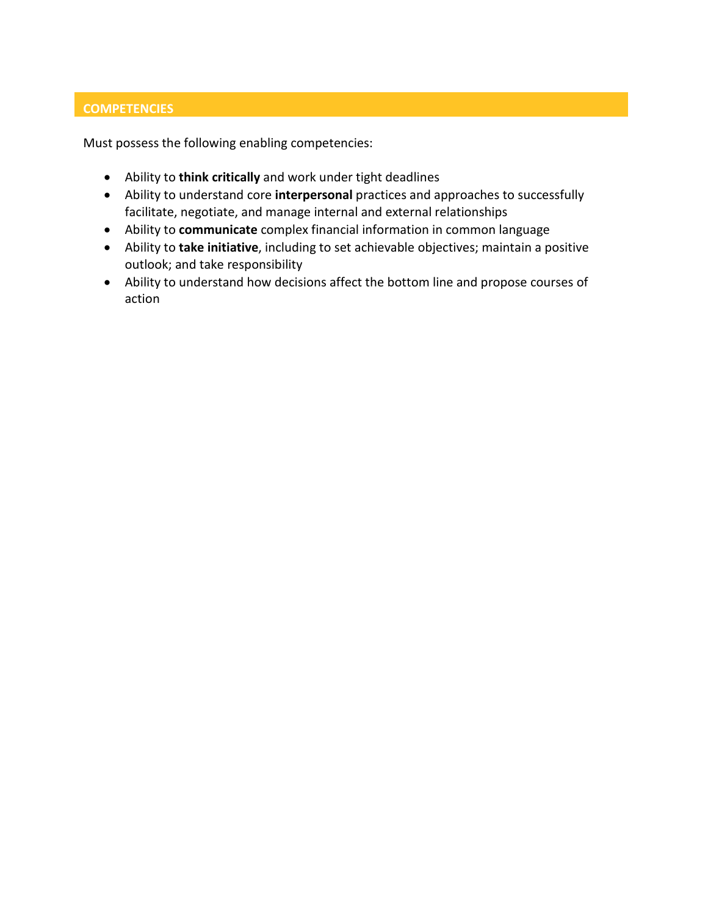## COMPETENCIES

Must possess the following enabling competencies:

- Ability to **think critically** and work under tight deadlines
- Ability to understand core **interpersonal** practices and approaches to successfully facilitate, negotiate, and manage internal and external relationships
- Ability to **communicate** complex financial information in common language
- Ability to **take initiative**, including to set achievable objectives; maintain a positive outlook; and take responsibility
- Ability to understand how decisions affect the bottom line and propose courses of action